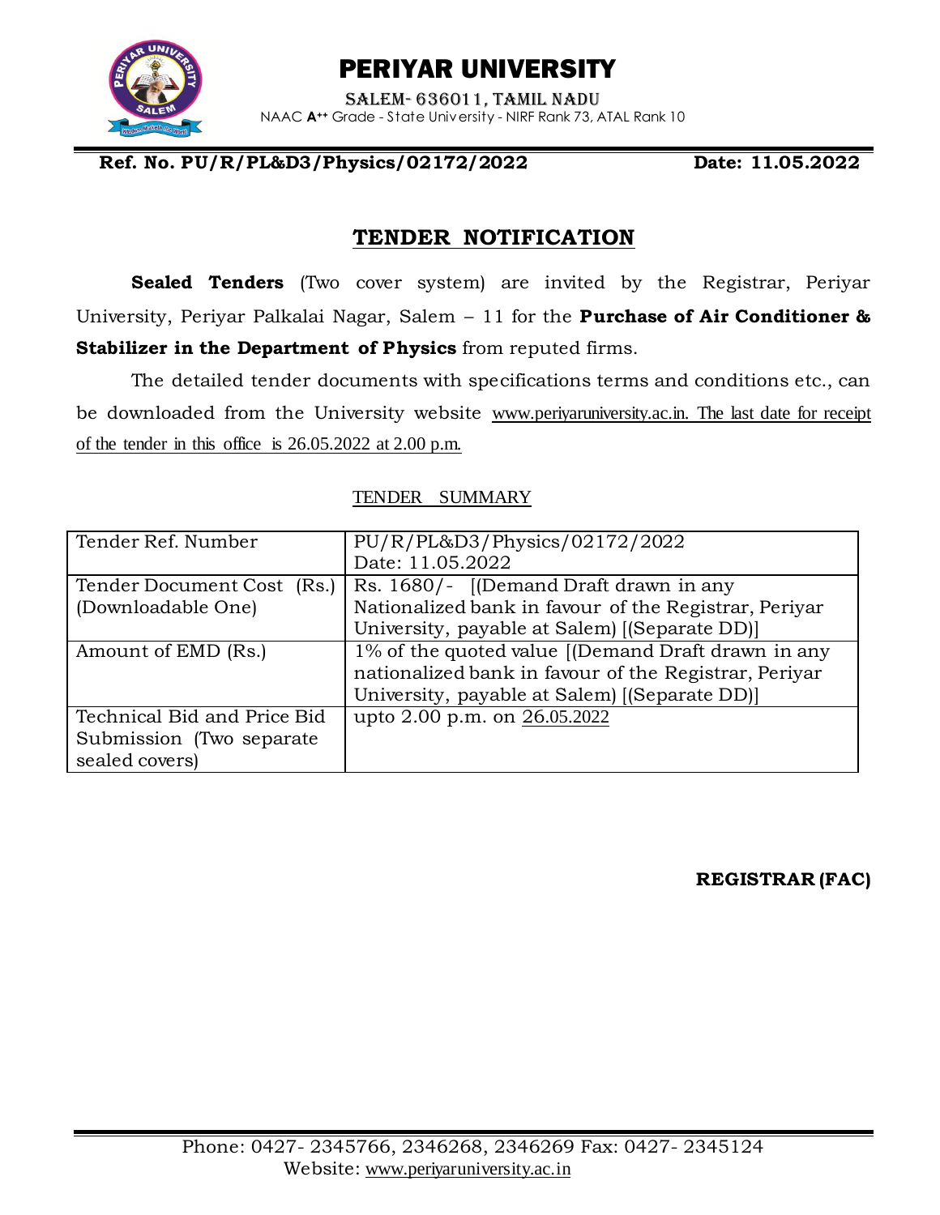# PERIYAR UNIVERSITY

SALEM- 636011, TAMIL NADU

NAAC A++ Grade - State University - NIRF Rank 73, ATAL Rank 10

**Ref. No. PU/R/PL&D3/Physics/02172/2022** **Date: 11.05.2022**

## TENDER NOTIFICATION

**Sealed Tenders** (Two cover system) are invited by the Registrar, Periyar University, Periyar Palkalai Nagar, Salem – 11 for the **Purchase of Air Conditioner & Stabilizer in the Department of Physics** from reputed firms.

The detailed tender documents with specifications terms and conditions etc., can be downloaded from the University website www.periyaruniversity.ac.in. The last date for receipt of the tender in this office is 26.05.2022 at 2.00 p.m.

TENDER SUMMARY

| Tender Ref. Number | PU/R/PL&D3/Physics/02172/2022 Date: 11.05.2022 |
|---|---|
| Tender Document Cost (Rs.) (Downloadable One) | Rs. 1680/- [(Demand Draft drawn in any Nationalized bank in favour of the Registrar, Periyar University, payable at Salem) [(Separate DD)] |
| Amount of EMD (Rs.) | 1% of the quoted value [(Demand Draft drawn in any nationalized bank in favour of the Registrar, Periyar University, payable at Salem) [(Separate DD)] |
| Technical Bid and Price Bid Submission (Two separate sealed covers) | upto 2.00 p.m. on 26.05.2022 |

**REGISTRAR (FAC)**

Phone: 0427- 2345766, 2346268, 2346269 Fax: 0427- 2345124
Website: www.periyaruniversity.ac.in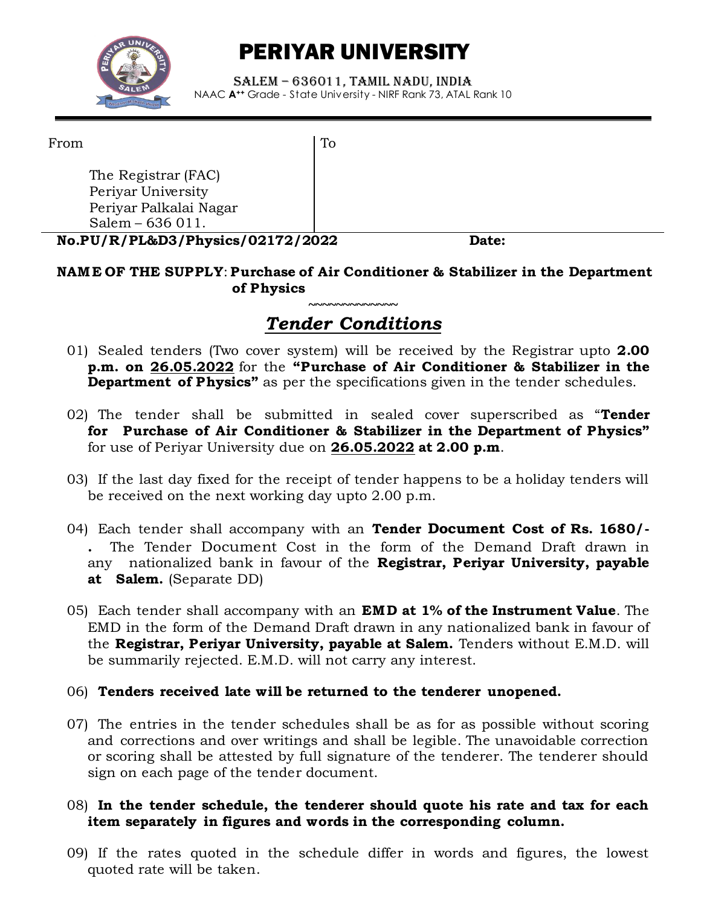# PERIYAR UNIVERSITY

SALEM – 636011, TAMIL NADU, INDIA

NAAC A++ Grade - State University - NIRF Rank 73, ATAL Rank 10

| From | To |
|---|---|
| The Registrar (FAC)<br>Periyar University<br>Periyar Palkalai Nagar<br>Salem – 636 011. | |

**No.PU/R/PL&D3/Physics/02172/2022** **Date:**

**NAME OF THE SUPPLY**: **Purchase of Air Conditioner & Stabilizer in the Department of Physics**

~~~~~~~~~~~~~~

## *Tender Conditions*

01) Sealed tenders (Two cover system) will be received by the Registrar upto **2.00 p.m. on 26.05.2022** for the **"Purchase of Air Conditioner & Stabilizer in the Department of Physics"** as per the specifications given in the tender schedules.

02) The tender shall be submitted in sealed cover superscribed as "**Tender for Purchase of Air Conditioner & Stabilizer in the Department of Physics"** for use of Periyar University due on **26.05.2022 at 2.00 p.m**.

03) If the last day fixed for the receipt of tender happens to be a holiday tenders will be received on the next working day upto 2.00 p.m.

04) Each tender shall accompany with an **Tender Document Cost of Rs. 1680/-.** The Tender Document Cost in the form of the Demand Draft drawn in any nationalized bank in favour of the **Registrar, Periyar University, payable at Salem.** (Separate DD)

05) Each tender shall accompany with an **EMD at 1% of the Instrument Value**. The EMD in the form of the Demand Draft drawn in any nationalized bank in favour of the **Registrar, Periyar University, payable at Salem.** Tenders without E.M.D. will be summarily rejected. E.M.D. will not carry any interest.

06) **Tenders received late will be returned to the tenderer unopened.**

07) The entries in the tender schedules shall be as for as possible without scoring and corrections and over writings and shall be legible. The unavoidable correction or scoring shall be attested by full signature of the tenderer. The tenderer should sign on each page of the tender document.

08) **In the tender schedule, the tenderer should quote his rate and tax for each item separately in figures and words in the corresponding column.**

09) If the rates quoted in the schedule differ in words and figures, the lowest quoted rate will be taken.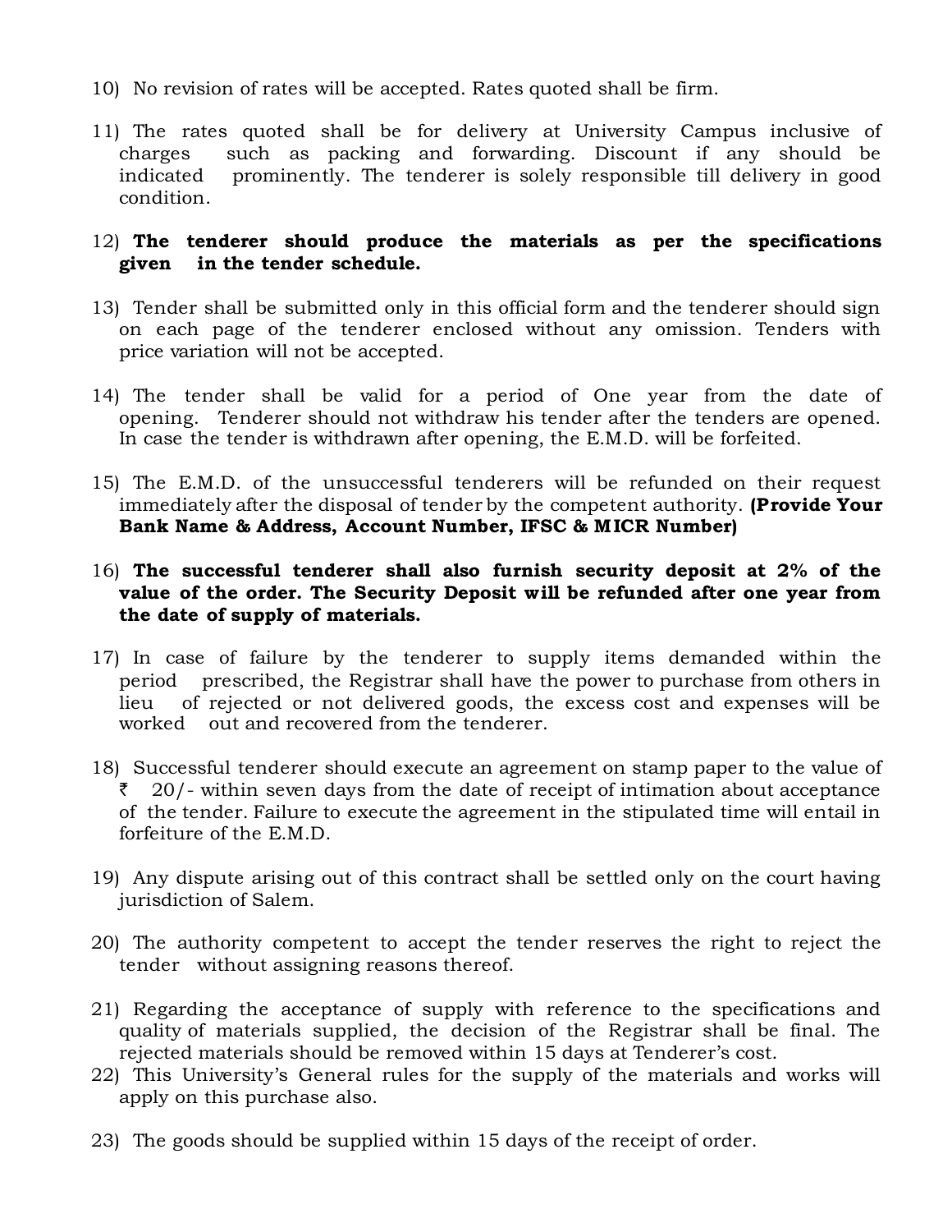10) No revision of rates will be accepted. Rates quoted shall be firm.

11) The rates quoted shall be for delivery at University Campus inclusive of charges such as packing and forwarding. Discount if any should be indicated prominently. The tenderer is solely responsible till delivery in good condition.

12) **The tenderer should produce the materials as per the specifications given in the tender schedule.**

13) Tender shall be submitted only in this official form and the tenderer should sign on each page of the tenderer enclosed without any omission. Tenders with price variation will not be accepted.

14) The tender shall be valid for a period of One year from the date of opening. Tenderer should not withdraw his tender after the tenders are opened. In case the tender is withdrawn after opening, the E.M.D. will be forfeited.

15) The E.M.D. of the unsuccessful tenderers will be refunded on their request immediately after the disposal of tender by the competent authority. **(Provide Your Bank Name & Address, Account Number, IFSC & MICR Number)**

16) **The successful tenderer shall also furnish security deposit at 2% of the value of the order. The Security Deposit will be refunded after one year from the date of supply of materials.**

17) In case of failure by the tenderer to supply items demanded within the period prescribed, the Registrar shall have the power to purchase from others in lieu of rejected or not delivered goods, the excess cost and expenses will be worked out and recovered from the tenderer.

18) Successful tenderer should execute an agreement on stamp paper to the value of ₹ 20/- within seven days from the date of receipt of intimation about acceptance of the tender. Failure to execute the agreement in the stipulated time will entail in forfeiture of the E.M.D.

19) Any dispute arising out of this contract shall be settled only on the court having jurisdiction of Salem.

20) The authority competent to accept the tender reserves the right to reject the tender without assigning reasons thereof.

21) Regarding the acceptance of supply with reference to the specifications and quality of materials supplied, the decision of the Registrar shall be final. The rejected materials should be removed within 15 days at Tenderer's cost.

22) This University's General rules for the supply of the materials and works will apply on this purchase also.

23) The goods should be supplied within 15 days of the receipt of order.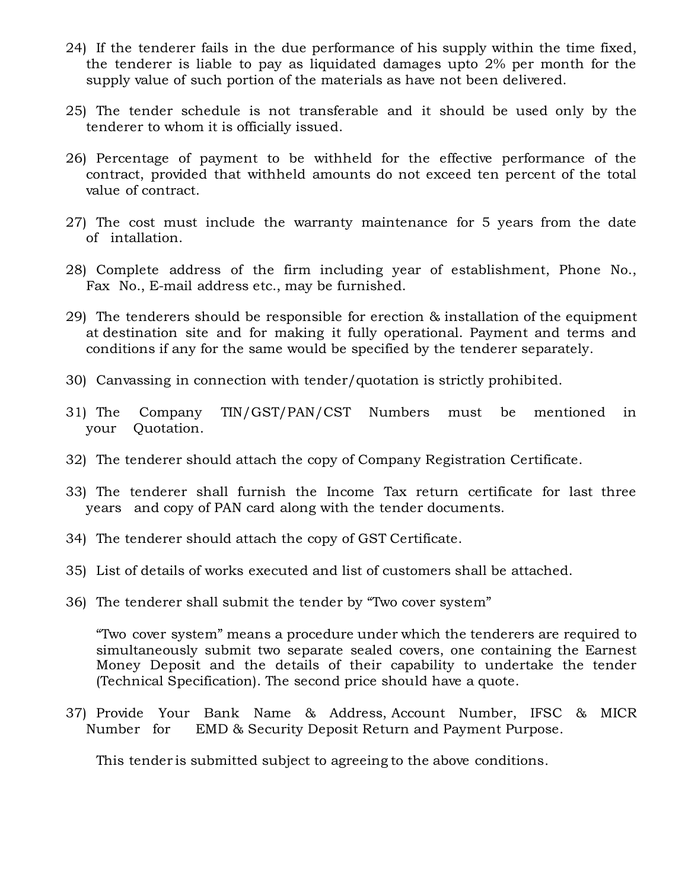24) If the tenderer fails in the due performance of his supply within the time fixed, the tenderer is liable to pay as liquidated damages upto 2% per month for the supply value of such portion of the materials as have not been delivered.

25) The tender schedule is not transferable and it should be used only by the tenderer to whom it is officially issued.

26) Percentage of payment to be withheld for the effective performance of the contract, provided that withheld amounts do not exceed ten percent of the total value of contract.

27) The cost must include the warranty maintenance for 5 years from the date of intallation.

28) Complete address of the firm including year of establishment, Phone No., Fax No., E-mail address etc., may be furnished.

29) The tenderers should be responsible for erection & installation of the equipment at destination site and for making it fully operational. Payment and terms and conditions if any for the same would be specified by the tenderer separately.

30) Canvassing in connection with tender/quotation is strictly prohibited.

31) The Company TIN/GST/PAN/CST Numbers must be mentioned in your Quotation.

32) The tenderer should attach the copy of Company Registration Certificate.

33) The tenderer shall furnish the Income Tax return certificate for last three years and copy of PAN card along with the tender documents.

34) The tenderer should attach the copy of GST Certificate.

35) List of details of works executed and list of customers shall be attached.

36) The tenderer shall submit the tender by "Two cover system"

"Two cover system" means a procedure under which the tenderers are required to simultaneously submit two separate sealed covers, one containing the Earnest Money Deposit and the details of their capability to undertake the tender (Technical Specification). The second price should have a quote.

37) Provide Your Bank Name & Address, Account Number, IFSC & MICR Number for EMD & Security Deposit Return and Payment Purpose.

This tender is submitted subject to agreeing to the above conditions.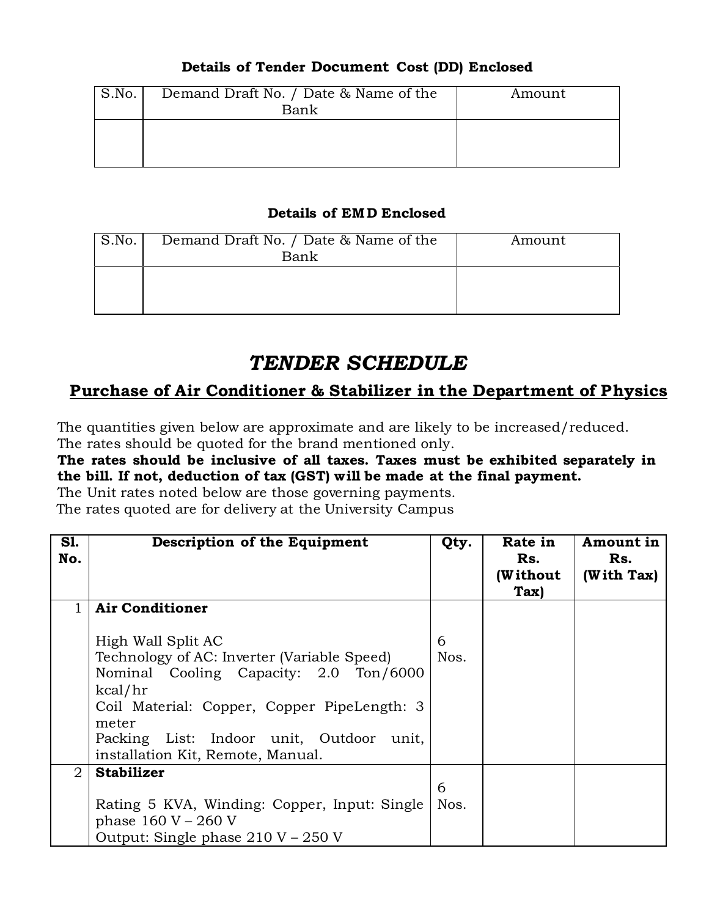**Details of Tender Document Cost (DD) Enclosed**

| S.No. | Demand Draft No. / Date & Name of the Bank | Amount |
|---|---|---|
| | | |

**Details of EMD Enclosed**

| S.No. | Demand Draft No. / Date & Name of the Bank | Amount |
|---|---|---|
| | | |

# *TENDER SCHEDULE*

## Purchase of Air Conditioner & Stabilizer in the Department of Physics

The quantities given below are approximate and are likely to be increased/reduced.
The rates should be quoted for the brand mentioned only.
**The rates should be inclusive of all taxes. Taxes must be exhibited separately in the bill. If not, deduction of tax (GST) will be made at the final payment.**
The Unit rates noted below are those governing payments.
The rates quoted are for delivery at the University Campus

| Sl. No. | Description of the Equipment | Qty. | Rate in Rs. (Without Tax) | Amount in Rs. (With Tax) |
|---|---|---|---|---|
| 1 | **Air Conditioner**<br><br>High Wall Split AC<br>Technology of AC: Inverter (Variable Speed)<br>Nominal Cooling Capacity: 2.0 Ton/6000 kcal/hr<br>Coil Material: Copper, Copper PipeLength: 3 meter<br>Packing List: Indoor unit, Outdoor unit, installation Kit, Remote, Manual. | 6 Nos. | | |
| 2 | **Stabilizer**<br><br>Rating 5 KVA, Winding: Copper, Input: Single phase 160 V – 260 V<br>Output: Single phase 210 V – 250 V | 6 Nos. | | |